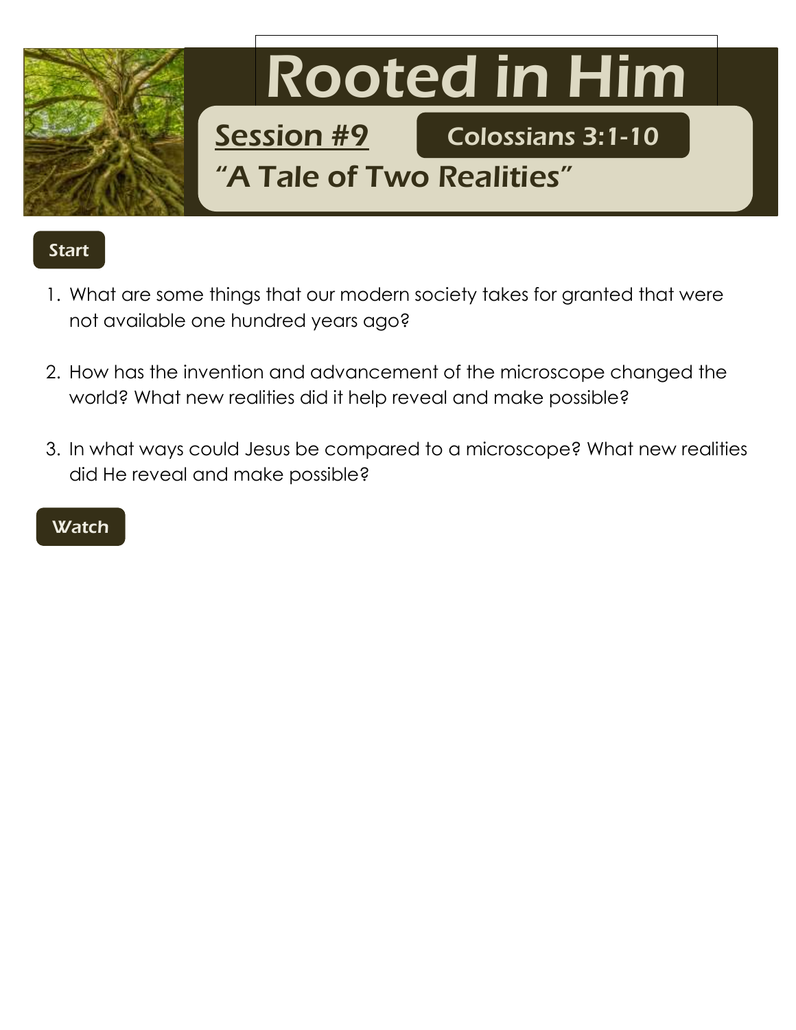# Rooted in Him

## Session #9

**Colossians 3:1-10**

## "A Tale of Two Realities"

### Start

1. What are some things that our modern society takes for granted that were not available one hundred years ago?

2. How has the invention and advancement of the microscope changed the world? What new realities did it help reveal and make possible?

3. In what ways could Jesus be compared to a microscope? What new realities did He reveal and make possible?

### Watch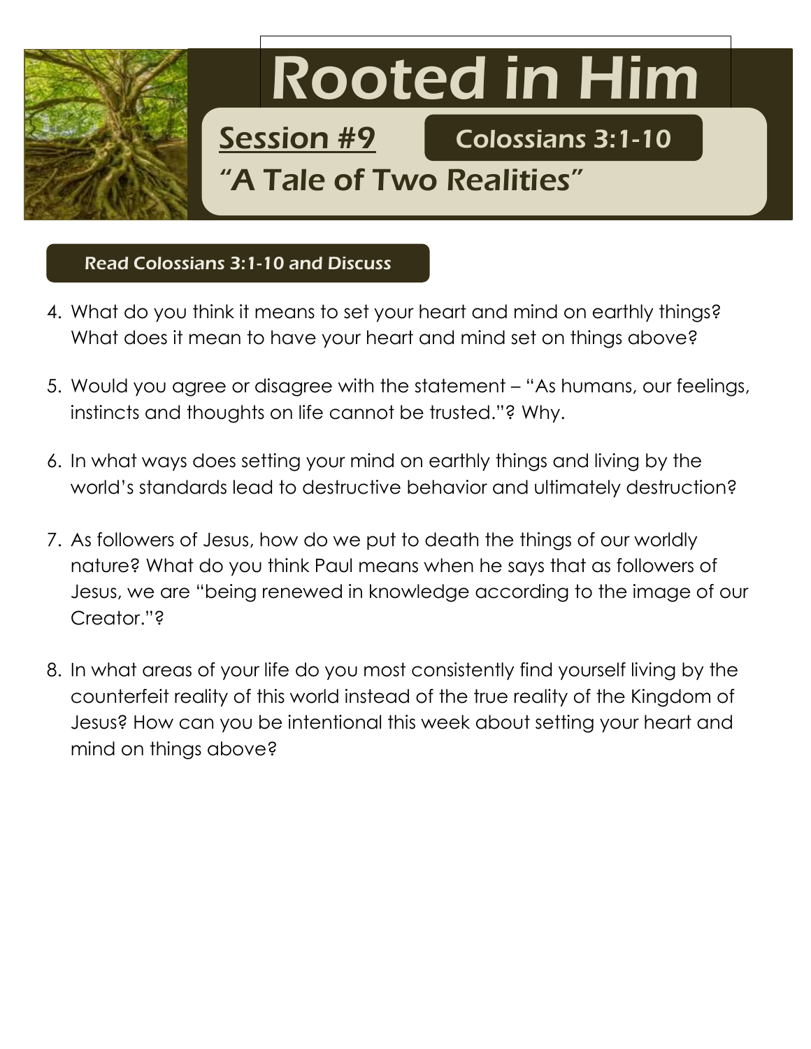# Rooted in Him

## Session #9 — Colossians 3:1-10

## "A Tale of Two Realities"

### Read Colossians 3:1-10 and Discuss

4. What do you think it means to set your heart and mind on earthly things? What does it mean to have your heart and mind set on things above?

5. Would you agree or disagree with the statement – "As humans, our feelings, instincts and thoughts on life cannot be trusted."? Why.

6. In what ways does setting your mind on earthly things and living by the world's standards lead to destructive behavior and ultimately destruction?

7. As followers of Jesus, how do we put to death the things of our worldly nature? What do you think Paul means when he says that as followers of Jesus, we are "being renewed in knowledge according to the image of our Creator."?

8. In what areas of your life do you most consistently find yourself living by the counterfeit reality of this world instead of the true reality of the Kingdom of Jesus? How can you be intentional this week about setting your heart and mind on things above?